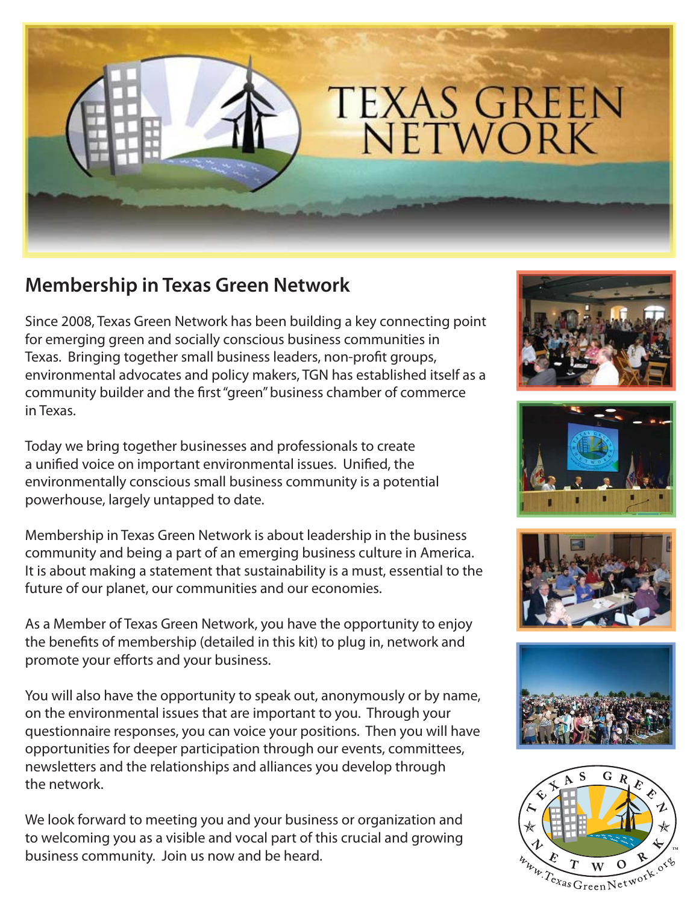# TEXAS GREEN NETWORK

## Membership in Texas Green Network

Since 2008, Texas Green Network has been building a key connecting point for emerging green and socially conscious business communities in Texas. Bringing together small business leaders, non-profit groups, environmental advocates and policy makers, TGN has established itself as a community builder and the first "green" business chamber of commerce in Texas.

Today we bring together businesses and professionals to create a unified voice on important environmental issues. Unified, the environmentally conscious small business community is a potential powerhouse, largely untapped to date.

Membership in Texas Green Network is about leadership in the business community and being a part of an emerging business culture in America. It is about making a statement that sustainability is a must, essential to the future of our planet, our communities and our economies.

As a Member of Texas Green Network, you have the opportunity to enjoy the benefits of membership (detailed in this kit) to plug in, network and promote your efforts and your business.

You will also have the opportunity to speak out, anonymously or by name, on the environmental issues that are important to you. Through your questionnaire responses, you can voice your positions. Then you will have opportunities for deeper participation through our events, committees, newsletters and the relationships and alliances you develop through the network.

We look forward to meeting you and your business or organization and to welcoming you as a visible and vocal part of this crucial and growing business community. Join us now and be heard.

TEXAS GREEN NETWORK™

www.TexasGreenNetwork.org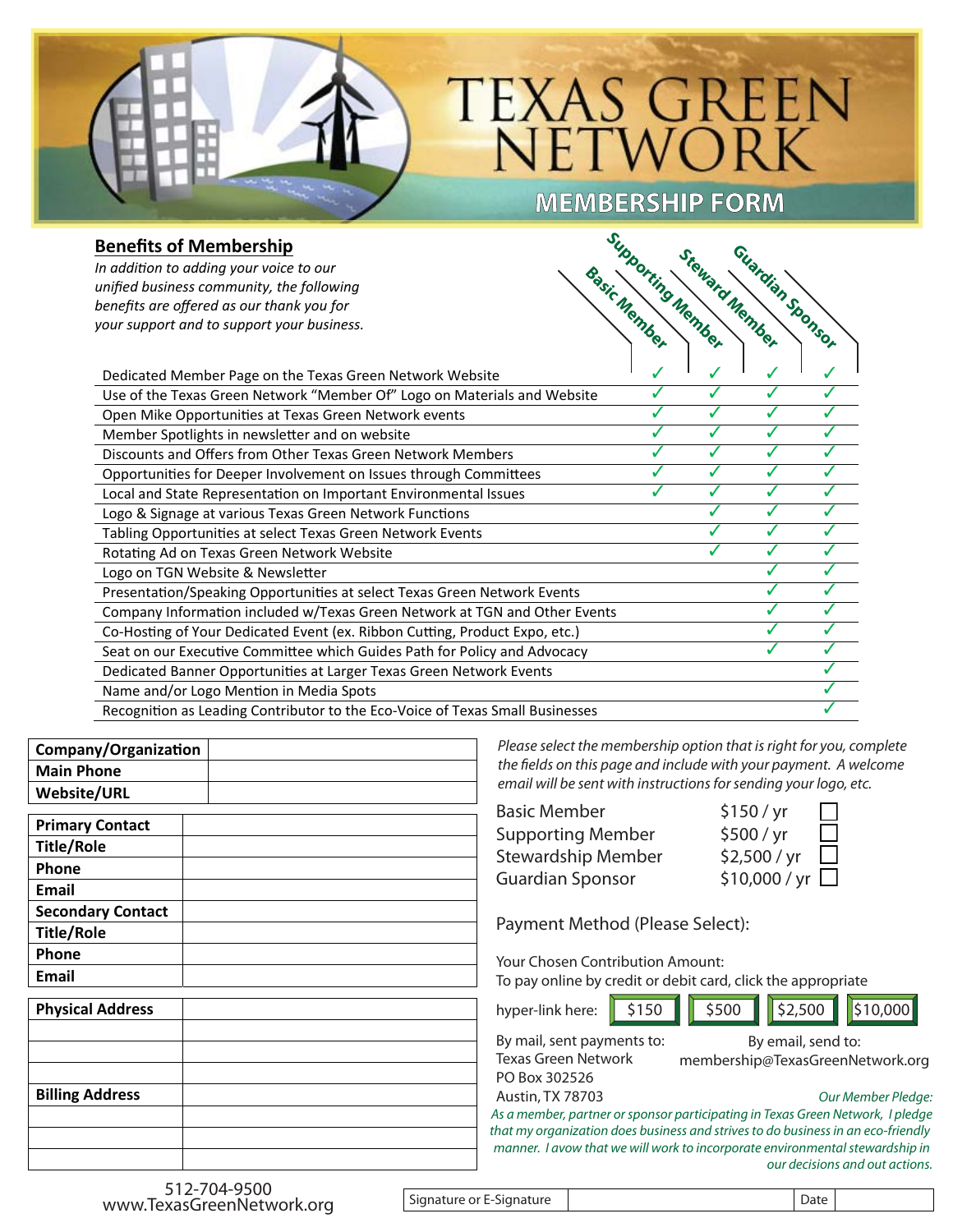# TEXAS GREEN NETWORK

## MEMBERSHIP FORM

### Benefits of Membership

*In addition to adding your voice to our unified business community, the following benefits are offered as our thank you for your support and to support your business.*

| | Basic Member | Supporting Member | Steward Member | Guardian Sponsor |
|---|---|---|---|---|
| Dedicated Member Page on the Texas Green Network Website | ✓ | ✓ | ✓ | ✓ |
| Use of the Texas Green Network "Member Of" Logo on Materials and Website | ✓ | ✓ | ✓ | ✓ |
| Open Mike Opportunities at Texas Green Network events | ✓ | ✓ | ✓ | ✓ |
| Member Spotlights in newsletter and on website | ✓ | ✓ | ✓ | ✓ |
| Discounts and Offers from Other Texas Green Network Members | ✓ | ✓ | ✓ | ✓ |
| Opportunities for Deeper Involvement on Issues through Committees | ✓ | ✓ | ✓ | ✓ |
| Local and State Representation on Important Environmental Issues | ✓ | ✓ | ✓ | ✓ |
| Logo & Signage at various Texas Green Network Functions | | ✓ | ✓ | ✓ |
| Tabling Opportunities at select Texas Green Network Events | | ✓ | ✓ | ✓ |
| Rotating Ad on Texas Green Network Website | | ✓ | ✓ | ✓ |
| Logo on TGN Website & Newsletter | | | ✓ | ✓ |
| Presentation/Speaking Opportunities at select Texas Green Network Events | | | ✓ | ✓ |
| Company Information included w/Texas Green Network at TGN and Other Events | | | ✓ | ✓ |
| Co-Hosting of Your Dedicated Event (ex. Ribbon Cutting, Product Expo, etc.) | | | ✓ | ✓ |
| Seat on our Executive Committee which Guides Path for Policy and Advocacy | | | ✓ | ✓ |
| Dedicated Banner Opportunities at Larger Texas Green Network Events | | | | ✓ |
| Name and/or Logo Mention in Media Spots | | | | ✓ |
| Recognition as Leading Contributor to the Eco-Voice of Texas Small Businesses | | | | ✓ |

| | |
|---|---|
| **Company/Organization** | |
| **Main Phone** | |
| **Website/URL** | |

| | |
|---|---|
| **Primary Contact** | |
| **Title/Role** | |
| **Phone** | |
| **Email** | |
| **Secondary Contact** | |
| **Title/Role** | |
| **Phone** | |
| **Email** | |

| | |
|---|---|
| **Physical Address** | |
| | |
| | |
| | |
| **Billing Address** | |
| | |
| | |
| | |

*Please select the membership option that is right for you, complete the fields on this page and include with your payment. A welcome email will be sent with instructions for sending your logo, etc.*

| | | |
|---|---|---|
| Basic Member | $150 / yr | ☐ |
| Supporting Member | $500 / yr | ☐ |
| Stewardship Member | $2,500 / yr | ☐ |
| Guardian Sponsor | $10,000 / yr | ☐ |

Payment Method (Please Select):

Your Chosen Contribution Amount:

To pay online by credit or debit card, click the appropriate hyper-link here: $150 $500 $2,500 $10,000

By mail, sent payments to:
Texas Green Network
PO Box 302526
Austin, TX 78703

By email, send to:
membership@TexasGreenNetwork.org

*Our Member Pledge:*
*As a member, partner or sponsor participating in Texas Green Network, I pledge that my organization does business and strives to do business in an eco-friendly manner. I avow that we will work to incorporate environmental stewardship in our decisions and out actions.*

| Signature or E-Signature | | Date | |
|---|---|---|---|

512-704-9500
www.TexasGreenNetwork.org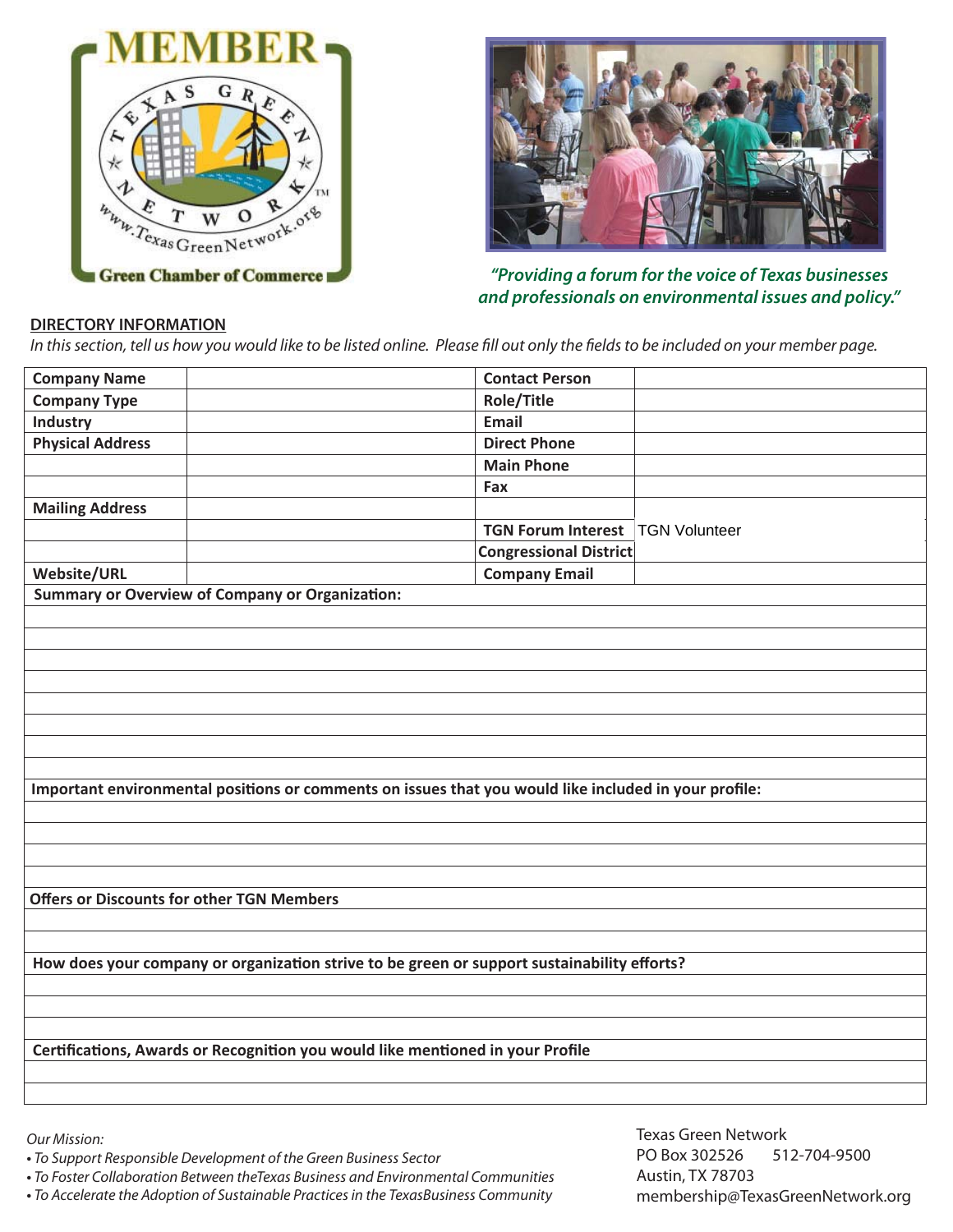MEMBER

TEXAS GREEN NETWORK™

www.TexasGreenNetwork.org

Green Chamber of Commerce

*"Providing a forum for the voice of Texas businesses and professionals on environmental issues and policy."*

**DIRECTORY INFORMATION**

*In this section, tell us how you would like to be listed online. Please fill out only the fields to be included on your member page.*

| | | | |
|---|---|---|---|
| **Company Name** | | **Contact Person** | |
| **Company Type** | | **Role/Title** | |
| **Industry** | | **Email** | |
| **Physical Address** | | **Direct Phone** | |
| | | **Main Phone** | |
| | | **Fax** | |
| **Mailing Address** | | | |
| | | **TGN Forum Interest** | TGN Volunteer |
| | | **Congressional District** | |
| **Website/URL** | | **Company Email** | |

**Summary or Overview of Company or Organization:**

**Important environmental positions or comments on issues that you would like included in your profile:**

**Offers or Discounts for other TGN Members**

**How does your company or organization strive to be green or support sustainability efforts?**

**Certifications, Awards or Recognition you would like mentioned in your Profile**

*Our Mission:*

- *To Support Responsible Development of the Green Business Sector*
- *To Foster Collaboration Between theTexas Business and Environmental Communities*
- *To Accelerate the Adoption of Sustainable Practices in the TexasBusiness Community*

Texas Green Network
PO Box 302526 512-704-9500
Austin, TX 78703
membership@TexasGreenNetwork.org